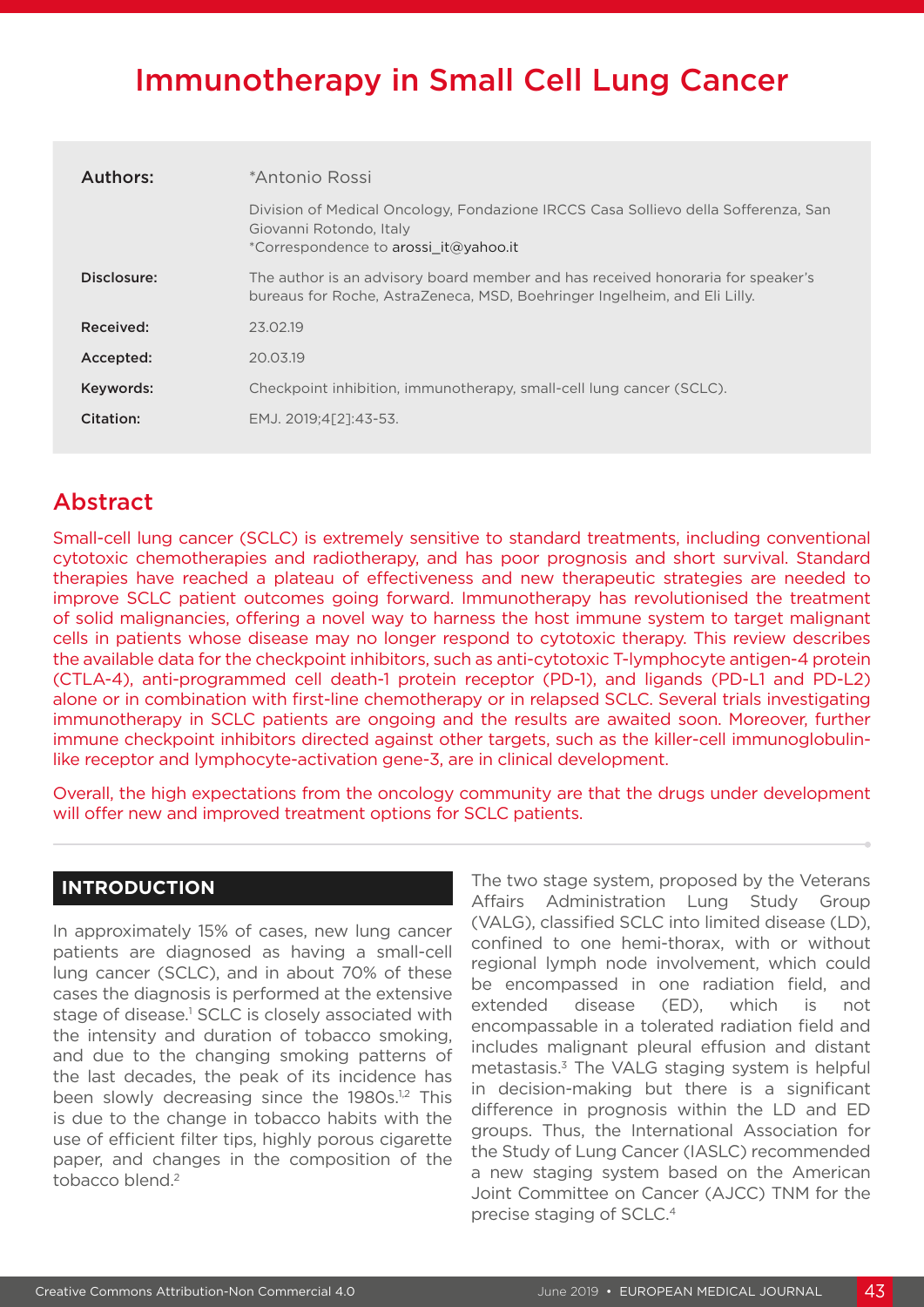# Immunotherapy in Small Cell Lung Cancer

| | |
|---|---|
| **Authors:** | *Antonio Rossi |
| | Division of Medical Oncology, Fondazione IRCCS Casa Sollievo della Sofferenza, San Giovanni Rotondo, Italy<br>*Correspondence to arossi_it@yahoo.it |
| **Disclosure:** | The author is an advisory board member and has received honoraria for speaker's bureaus for Roche, AstraZeneca, MSD, Boehringer Ingelheim, and Eli Lilly. |
| **Received:** | 23.02.19 |
| **Accepted:** | 20.03.19 |
| **Keywords:** | Checkpoint inhibition, immunotherapy, small-cell lung cancer (SCLC). |
| **Citation:** | EMJ. 2019;4[2]:43-53. |

## Abstract

Small-cell lung cancer (SCLC) is extremely sensitive to standard treatments, including conventional cytotoxic chemotherapies and radiotherapy, and has poor prognosis and short survival. Standard therapies have reached a plateau of effectiveness and new therapeutic strategies are needed to improve SCLC patient outcomes going forward. Immunotherapy has revolutionised the treatment of solid malignancies, offering a novel way to harness the host immune system to target malignant cells in patients whose disease may no longer respond to cytotoxic therapy. This review describes the available data for the checkpoint inhibitors, such as anti-cytotoxic T-lymphocyte antigen-4 protein (CTLA-4), anti-programmed cell death-1 protein receptor (PD-1), and ligands (PD-L1 and PD-L2) alone or in combination with first-line chemotherapy or in relapsed SCLC. Several trials investigating immunotherapy in SCLC patients are ongoing and the results are awaited soon. Moreover, further immune checkpoint inhibitors directed against other targets, such as the killer-cell immunoglobulin-like receptor and lymphocyte-activation gene-3, are in clinical development.

Overall, the high expectations from the oncology community are that the drugs under development will offer new and improved treatment options for SCLC patients.

## INTRODUCTION

In approximately 15% of cases, new lung cancer patients are diagnosed as having a small-cell lung cancer (SCLC), and in about 70% of these cases the diagnosis is performed at the extensive stage of disease.[1] SCLC is closely associated with the intensity and duration of tobacco smoking, and due to the changing smoking patterns of the last decades, the peak of its incidence has been slowly decreasing since the 1980s.[1,2] This is due to the change in tobacco habits with the use of efficient filter tips, highly porous cigarette paper, and changes in the composition of the tobacco blend.[2]

The two stage system, proposed by the Veterans Affairs Administration Lung Study Group (VALG), classified SCLC into limited disease (LD), confined to one hemi-thorax, with or without regional lymph node involvement, which could be encompassed in one radiation field, and extended disease (ED), which is not encompassable in a tolerated radiation field and includes malignant pleural effusion and distant metastasis.[3] The VALG staging system is helpful in decision-making but there is a significant difference in prognosis within the LD and ED groups. Thus, the International Association for the Study of Lung Cancer (IASLC) recommended a new staging system based on the American Joint Committee on Cancer (AJCC) TNM for the precise staging of SCLC.[4]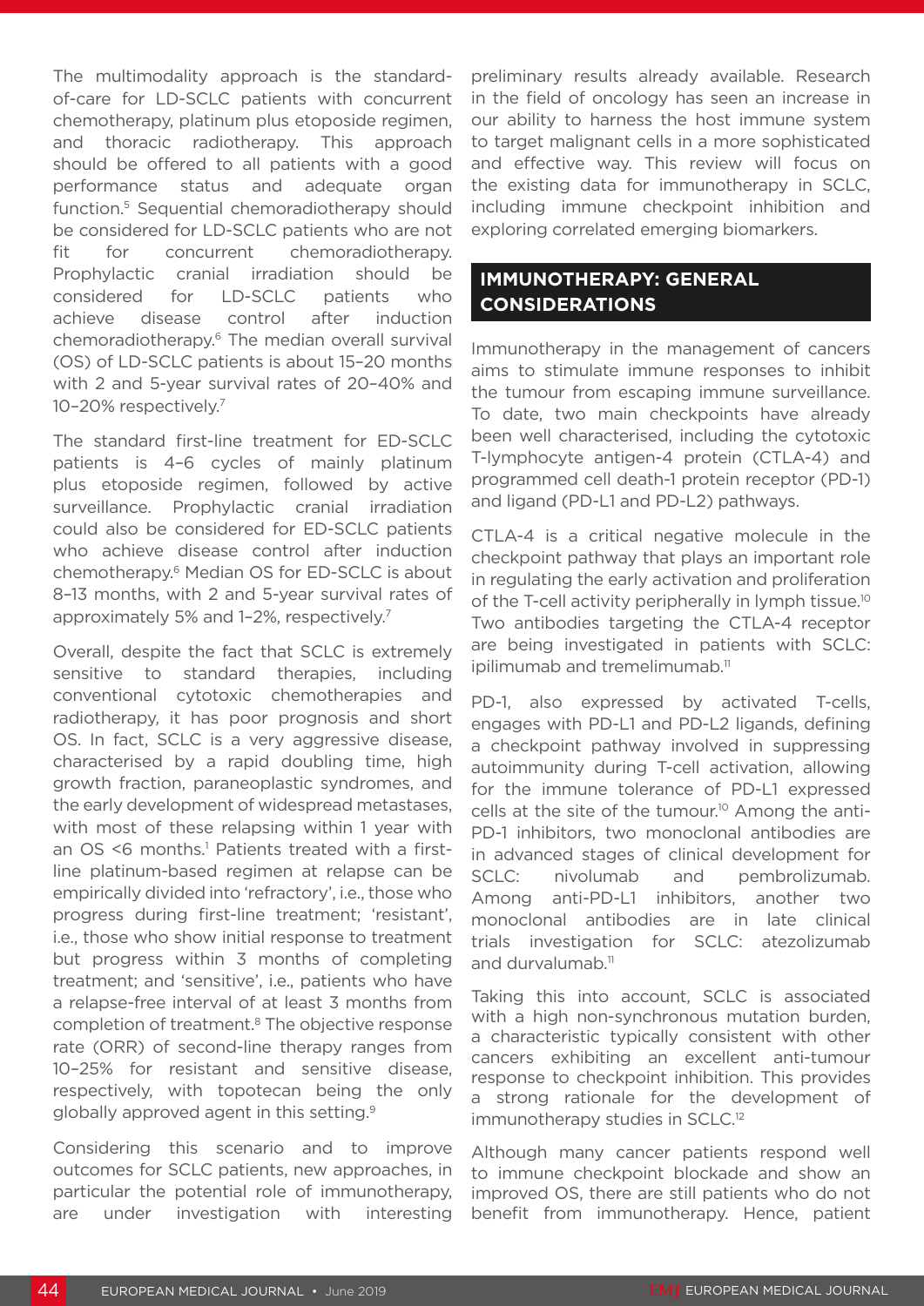The multimodality approach is the standard-of-care for LD-SCLC patients with concurrent chemotherapy, platinum plus etoposide regimen, and thoracic radiotherapy. This approach should be offered to all patients with a good performance status and adequate organ function.[5] Sequential chemoradiotherapy should be considered for LD-SCLC patients who are not fit for concurrent chemoradiotherapy. Prophylactic cranial irradiation should be considered for LD-SCLC patients who achieve disease control after induction chemoradiotherapy.[6] The median overall survival (OS) of LD-SCLC patients is about 15–20 months with 2 and 5-year survival rates of 20–40% and 10–20% respectively.[7]

The standard first-line treatment for ED-SCLC patients is 4–6 cycles of mainly platinum plus etoposide regimen, followed by active surveillance. Prophylactic cranial irradiation could also be considered for ED-SCLC patients who achieve disease control after induction chemotherapy.[6] Median OS for ED-SCLC is about 8–13 months, with 2 and 5-year survival rates of approximately 5% and 1–2%, respectively.[7]

Overall, despite the fact that SCLC is extremely sensitive to standard therapies, including conventional cytotoxic chemotherapies and radiotherapy, it has poor prognosis and short OS. In fact, SCLC is a very aggressive disease, characterised by a rapid doubling time, high growth fraction, paraneoplastic syndromes, and the early development of widespread metastases, with most of these relapsing within 1 year with an OS <6 months.[1] Patients treated with a first-line platinum-based regimen at relapse can be empirically divided into 'refractory', i.e., those who progress during first-line treatment; 'resistant', i.e., those who show initial response to treatment but progress within 3 months of completing treatment; and 'sensitive', i.e., patients who have a relapse-free interval of at least 3 months from completion of treatment.[8] The objective response rate (ORR) of second-line therapy ranges from 10–25% for resistant and sensitive disease, respectively, with topotecan being the only globally approved agent in this setting.[9]

Considering this scenario and to improve outcomes for SCLC patients, new approaches, in particular the potential role of immunotherapy, are under investigation with interesting preliminary results already available. Research in the field of oncology has seen an increase in our ability to harness the host immune system to target malignant cells in a more sophisticated and effective way. This review will focus on the existing data for immunotherapy in SCLC, including immune checkpoint inhibition and exploring correlated emerging biomarkers.

## IMMUNOTHERAPY: GENERAL CONSIDERATIONS

Immunotherapy in the management of cancers aims to stimulate immune responses to inhibit the tumour from escaping immune surveillance. To date, two main checkpoints have already been well characterised, including the cytotoxic T-lymphocyte antigen-4 protein (CTLA-4) and programmed cell death-1 protein receptor (PD-1) and ligand (PD-L1 and PD-L2) pathways.

CTLA-4 is a critical negative molecule in the checkpoint pathway that plays an important role in regulating the early activation and proliferation of the T-cell activity peripherally in lymph tissue.[10] Two antibodies targeting the CTLA-4 receptor are being investigated in patients with SCLC: ipilimumab and tremelimumab.[11]

PD-1, also expressed by activated T-cells, engages with PD-L1 and PD-L2 ligands, defining a checkpoint pathway involved in suppressing autoimmunity during T-cell activation, allowing for the immune tolerance of PD-L1 expressed cells at the site of the tumour.[10] Among the anti-PD-1 inhibitors, two monoclonal antibodies are in advanced stages of clinical development for SCLC: nivolumab and pembrolizumab. Among anti-PD-L1 inhibitors, another two monoclonal antibodies are in late clinical trials investigation for SCLC: atezolizumab and durvalumab.[11]

Taking this into account, SCLC is associated with a high non-synchronous mutation burden, a characteristic typically consistent with other cancers exhibiting an excellent anti-tumour response to checkpoint inhibition. This provides a strong rationale for the development of immunotherapy studies in SCLC.[12]

Although many cancer patients respond well to immune checkpoint blockade and show an improved OS, there are still patients who do not benefit from immunotherapy. Hence, patient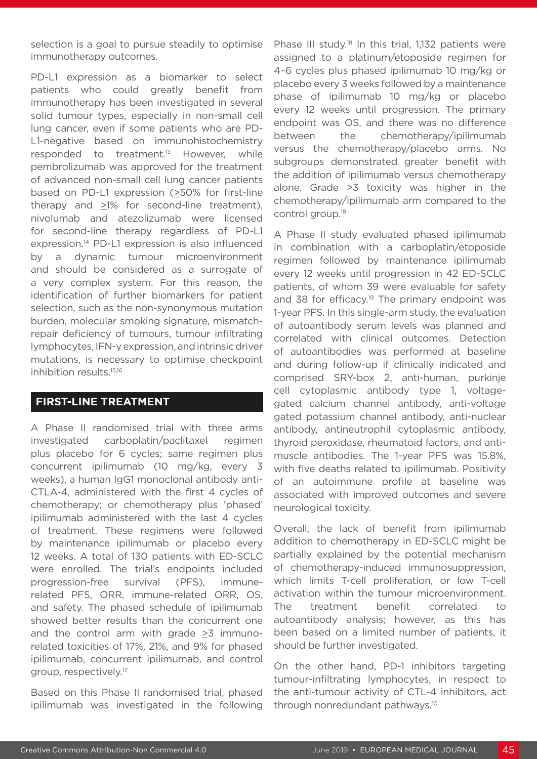selection is a goal to pursue steadily to optimise immunotherapy outcomes.

PD-L1 expression as a biomarker to select patients who could greatly benefit from immunotherapy has been investigated in several solid tumour types, especially in non-small cell lung cancer, even if some patients who are PD-L1-negative based on immunohistochemistry responded to treatment.[13] However, while pembrolizumab was approved for the treatment of advanced non-small cell lung cancer patients based on PD-L1 expression (≥50% for first-line therapy and ≥1% for second-line treatment), nivolumab and atezolizumab were licensed for second-line therapy regardless of PD-L1 expression.[14] PD-L1 expression is also influenced by a dynamic tumour microenvironment and should be considered as a surrogate of a very complex system. For this reason, the identification of further biomarkers for patient selection, such as the non-synonymous mutation burden, molecular smoking signature, mismatch-repair deficiency of tumours, tumour infiltrating lymphocytes, IFN-γ expression, and intrinsic driver mutations, is necessary to optimise checkpoint inhibition results.[15,16]

## FIRST-LINE TREATMENT

A Phase II randomised trial with three arms investigated carboplatin/paclitaxel regimen plus placebo for 6 cycles; same regimen plus concurrent ipilimumab (10 mg/kg, every 3 weeks), a human IgG1 monoclonal antibody anti-CTLA-4, administered with the first 4 cycles of chemotherapy; or chemotherapy plus 'phased' ipilimumab administered with the last 4 cycles of treatment. These regimens were followed by maintenance ipilimumab or placebo every 12 weeks. A total of 130 patients with ED-SCLC were enrolled. The trial's endpoints included progression-free survival (PFS), immune-related PFS, ORR, immune-related ORR, OS, and safety. The phased schedule of ipilimumab showed better results than the concurrent one and the control arm with grade ≥3 immuno-related toxicities of 17%, 21%, and 9% for phased ipilimumab, concurrent ipilimumab, and control group, respectively.[17]

Based on this Phase II randomised trial, phased ipilimumab was investigated in the following Phase III study.[18] In this trial, 1,132 patients were assigned to a platinum/etoposide regimen for 4–6 cycles plus phased ipilimumab 10 mg/kg or placebo every 3 weeks followed by a maintenance phase of ipilimumab 10 mg/kg or placebo every 12 weeks until progression. The primary endpoint was OS, and there was no difference between the chemotherapy/ipilimumab versus the chemotherapy/placebo arms. No subgroups demonstrated greater benefit with the addition of ipilimumab versus chemotherapy alone. Grade ≥3 toxicity was higher in the chemotherapy/ipilimumab arm compared to the control group.[18]

A Phase II study evaluated phased ipilimumab in combination with a carboplatin/etoposide regimen followed by maintenance ipilimumab every 12 weeks until progression in 42 ED-SCLC patients, of whom 39 were evaluable for safety and 38 for efficacy.[19] The primary endpoint was 1-year PFS. In this single-arm study, the evaluation of autoantibody serum levels was planned and correlated with clinical outcomes. Detection of autoantibodies was performed at baseline and during follow-up if clinically indicated and comprised SRY-box 2, anti-human, purkinje cell cytoplasmic antibody type 1, voltage-gated calcium channel antibody, anti-voltage gated potassium channel antibody, anti-nuclear antibody, antineutrophil cytoplasmic antibody, thyroid peroxidase, rheumatoid factors, and anti-muscle antibodies. The 1-year PFS was 15.8%, with five deaths related to ipilimumab. Positivity of an autoimmune profile at baseline was associated with improved outcomes and severe neurological toxicity.

Overall, the lack of benefit from ipilimumab addition to chemotherapy in ED-SCLC might be partially explained by the potential mechanism of chemotherapy-induced immunosuppression, which limits T-cell proliferation, or low T-cell activation within the tumour microenvironment. The treatment benefit correlated to autoantibody analysis; however, as this has been based on a limited number of patients, it should be further investigated.

On the other hand, PD-1 inhibitors targeting tumour-infiltrating lymphocytes, in respect to the anti-tumour activity of CTL-4 inhibitors, act through nonredundant pathways.[10]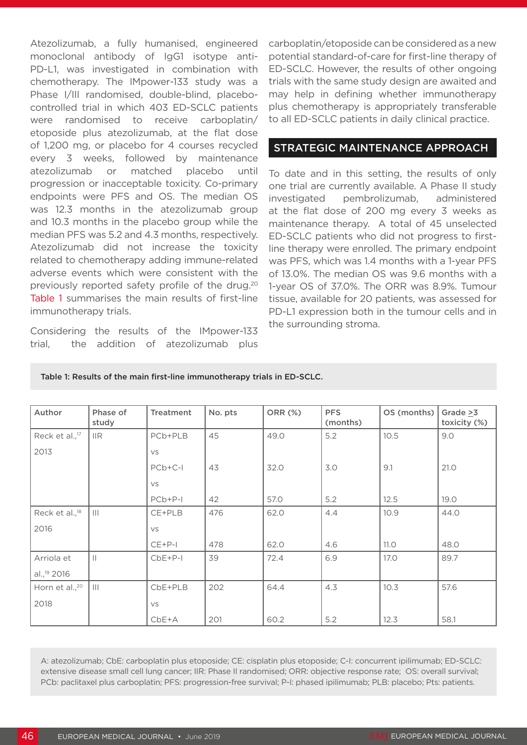Atezolizumab, a fully humanised, engineered monoclonal antibody of IgG1 isotype anti-PD-L1, was investigated in combination with chemotherapy. The IMpower-133 study was a Phase I/III randomised, double-blind, placebo-controlled trial in which 403 ED-SCLC patients were randomised to receive carboplatin/etoposide plus atezolizumab, at the flat dose of 1,200 mg, or placebo for 4 courses recycled every 3 weeks, followed by maintenance atezolizumab or matched placebo until progression or inacceptable toxicity. Co-primary endpoints were PFS and OS. The median OS was 12.3 months in the atezolizumab group and 10.3 months in the placebo group while the median PFS was 5.2 and 4.3 months, respectively. Atezolizumab did not increase the toxicity related to chemotherapy adding immune-related adverse events which were consistent with the previously reported safety profile of the drug.[20] Table 1 summarises the main results of first-line immunotherapy trials.

Considering the results of the IMpower-133 trial, the addition of atezolizumab plus carboplatin/etoposide can be considered as a new potential standard-of-care for first-line therapy of ED-SCLC. However, the results of other ongoing trials with the same study design are awaited and may help in defining whether immunotherapy plus chemotherapy is appropriately transferable to all ED-SCLC patients in daily clinical practice.

## STRATEGIC MAINTENANCE APPROACH

To date and in this setting, the results of only one trial are currently available. A Phase II study investigated pembrolizumab, administered at the flat dose of 200 mg every 3 weeks as maintenance therapy. A total of 45 unselected ED-SCLC patients who did not progress to first-line therapy were enrolled. The primary endpoint was PFS, which was 1.4 months with a 1-year PFS of 13.0%. The median OS was 9.6 months with a 1-year OS of 37.0%. The ORR was 8.9%. Tumour tissue, available for 20 patients, was assessed for PD-L1 expression both in the tumour cells and in the surrounding stroma.

Table 1: Results of the main first-line immunotherapy trials in ED-SCLC.

| Author | Phase of study | Treatment | No. pts | ORR (%) | PFS (months) | OS (months) | Grade ≥3 toxicity (%) |
|---|---|---|---|---|---|---|---|
| Reck et al.,[17] 2013 | IIR | PCb+PLB | 45 | 49.0 | 5.2 | 10.5 | 9.0 |
| | | vs | | | | | |
| | | PCb+C-I | 43 | 32.0 | 3.0 | 9.1 | 21.0 |
| | | vs | | | | | |
| | | PCb+P-I | 42 | 57.0 | 5.2 | 12.5 | 19.0 |
| Reck et al.,[18] 2016 | III | CE+PLB | 476 | 62.0 | 4.4 | 10.9 | 44.0 |
| | | vs | | | | | |
| | | CE+P-I | 478 | 62.0 | 4.6 | 11.0 | 48.0 |
| Arriola et al.,[19] 2016 | II | CbE+P-I | 39 | 72.4 | 6.9 | 17.0 | 89.7 |
| Horn et al.,[20] 2018 | III | CbE+PLB | 202 | 64.4 | 4.3 | 10.3 | 57.6 |
| | | vs | | | | | |
| | | CbE+A | 201 | 60.2 | 5.2 | 12.3 | 58.1 |

A: atezolizumab; CbE: carboplatin plus etoposide; CE: cisplatin plus etoposide; C-I: concurrent ipilimumab; ED-SCLC: extensive disease small cell lung cancer; IIR: Phase II randomised; ORR: objective response rate; OS: overall survival; PCb: paclitaxel plus carboplatin; PFS: progression-free survival; P-I: phased ipilimumab; PLB: placebo; Pts: patients.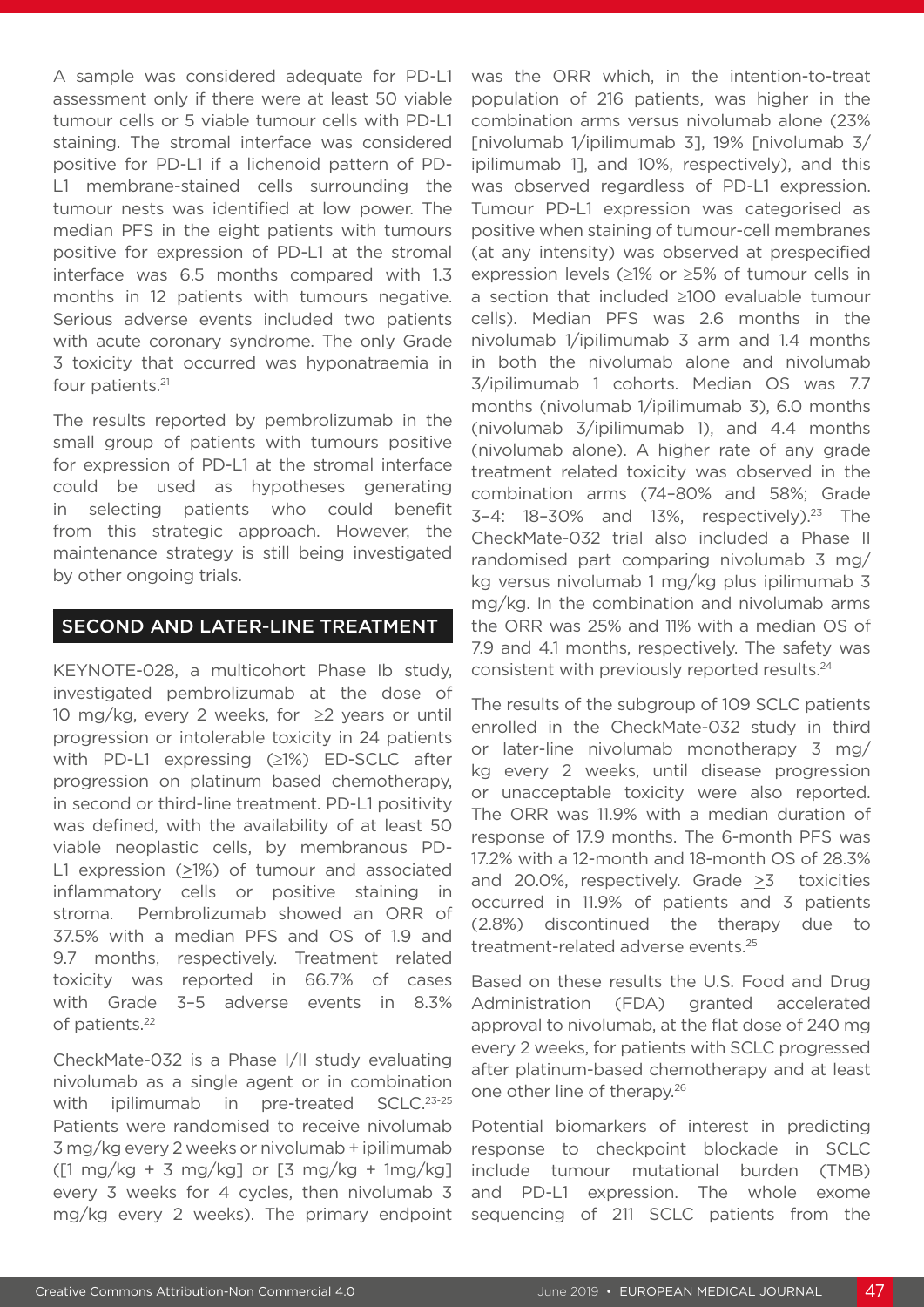A sample was considered adequate for PD-L1 assessment only if there were at least 50 viable tumour cells or 5 viable tumour cells with PD-L1 staining. The stromal interface was considered positive for PD-L1 if a lichenoid pattern of PD-L1 membrane-stained cells surrounding the tumour nests was identified at low power. The median PFS in the eight patients with tumours positive for expression of PD-L1 at the stromal interface was 6.5 months compared with 1.3 months in 12 patients with tumours negative. Serious adverse events included two patients with acute coronary syndrome. The only Grade 3 toxicity that occurred was hyponatraemia in four patients.[21]

The results reported by pembrolizumab in the small group of patients with tumours positive for expression of PD-L1 at the stromal interface could be used as hypotheses generating in selecting patients who could benefit from this strategic approach. However, the maintenance strategy is still being investigated by other ongoing trials.

## SECOND AND LATER-LINE TREATMENT

KEYNOTE-028, a multicohort Phase Ib study, investigated pembrolizumab at the dose of 10 mg/kg, every 2 weeks, for ≥2 years or until progression or intolerable toxicity in 24 patients with PD-L1 expressing (≥1%) ED-SCLC after progression on platinum based chemotherapy, in second or third-line treatment. PD-L1 positivity was defined, with the availability of at least 50 viable neoplastic cells, by membranous PD-L1 expression (≥1%) of tumour and associated inflammatory cells or positive staining in stroma. Pembrolizumab showed an ORR of 37.5% with a median PFS and OS of 1.9 and 9.7 months, respectively. Treatment related toxicity was reported in 66.7% of cases with Grade 3–5 adverse events in 8.3% of patients.[22]

CheckMate-032 is a Phase I/II study evaluating nivolumab as a single agent or in combination with ipilimumab in pre-treated SCLC.[23-25] Patients were randomised to receive nivolumab 3 mg/kg every 2 weeks or nivolumab + ipilimumab ([1 mg/kg + 3 mg/kg] or [3 mg/kg + 1mg/kg] every 3 weeks for 4 cycles, then nivolumab 3 mg/kg every 2 weeks). The primary endpoint was the ORR which, in the intention-to-treat population of 216 patients, was higher in the combination arms versus nivolumab alone (23% [nivolumab 1/ipilimumab 3], 19% [nivolumab 3/ipilimumab 1], and 10%, respectively), and this was observed regardless of PD-L1 expression. Tumour PD-L1 expression was categorised as positive when staining of tumour-cell membranes (at any intensity) was observed at prespecified expression levels (≥1% or ≥5% of tumour cells in a section that included ≥100 evaluable tumour cells). Median PFS was 2.6 months in the nivolumab 1/ipilimumab 3 arm and 1.4 months in both the nivolumab alone and nivolumab 3/ipilimumab 1 cohorts. Median OS was 7.7 months (nivolumab 1/ipilimumab 3), 6.0 months (nivolumab 3/ipilimumab 1), and 4.4 months (nivolumab alone). A higher rate of any grade treatment related toxicity was observed in the combination arms (74–80% and 58%; Grade 3–4: 18–30% and 13%, respectively).[23] The CheckMate-032 trial also included a Phase II randomised part comparing nivolumab 3 mg/kg versus nivolumab 1 mg/kg plus ipilimumab 3 mg/kg. In the combination and nivolumab arms the ORR was 25% and 11% with a median OS of 7.9 and 4.1 months, respectively. The safety was consistent with previously reported results.[24]

The results of the subgroup of 109 SCLC patients enrolled in the CheckMate-032 study in third or later-line nivolumab monotherapy 3 mg/kg every 2 weeks, until disease progression or unacceptable toxicity were also reported. The ORR was 11.9% with a median duration of response of 17.9 months. The 6-month PFS was 17.2% with a 12-month and 18-month OS of 28.3% and 20.0%, respectively. Grade ≥3 toxicities occurred in 11.9% of patients and 3 patients (2.8%) discontinued the therapy due to treatment-related adverse events.[25]

Based on these results the U.S. Food and Drug Administration (FDA) granted accelerated approval to nivolumab, at the flat dose of 240 mg every 2 weeks, for patients with SCLC progressed after platinum-based chemotherapy and at least one other line of therapy.[26]

Potential biomarkers of interest in predicting response to checkpoint blockade in SCLC include tumour mutational burden (TMB) and PD-L1 expression. The whole exome sequencing of 211 SCLC patients from the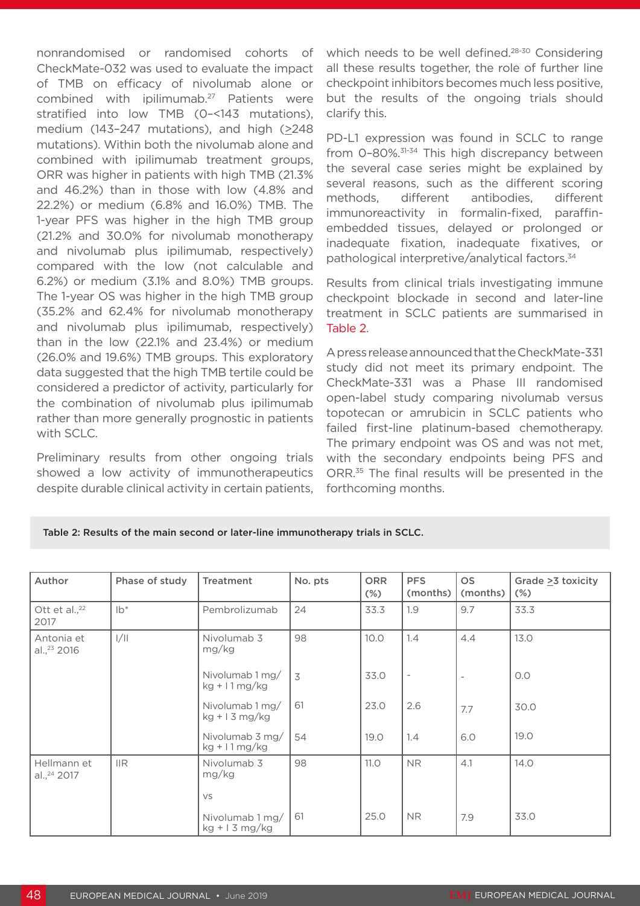nonrandomised or randomised cohorts of CheckMate-032 was used to evaluate the impact of TMB on efficacy of nivolumab alone or combined with ipilimumab.[27] Patients were stratified into low TMB (0–<143 mutations), medium (143–247 mutations), and high (≥248 mutations). Within both the nivolumab alone and combined with ipilimumab treatment groups, ORR was higher in patients with high TMB (21.3% and 46.2%) than in those with low (4.8% and 22.2%) or medium (6.8% and 16.0%) TMB. The 1-year PFS was higher in the high TMB group (21.2% and 30.0% for nivolumab monotherapy and nivolumab plus ipilimumab, respectively) compared with the low (not calculable and 6.2%) or medium (3.1% and 8.0%) TMB groups. The 1-year OS was higher in the high TMB group (35.2% and 62.4% for nivolumab monotherapy and nivolumab plus ipilimumab, respectively) than in the low (22.1% and 23.4%) or medium (26.0% and 19.6%) TMB groups. This exploratory data suggested that the high TMB tertile could be considered a predictor of activity, particularly for the combination of nivolumab plus ipilimumab rather than more generally prognostic in patients with SCLC.

Preliminary results from other ongoing trials showed a low activity of immunotherapeutics despite durable clinical activity in certain patients, which needs to be well defined.[28-30] Considering all these results together, the role of further line checkpoint inhibitors becomes much less positive, but the results of the ongoing trials should clarify this.

PD-L1 expression was found in SCLC to range from 0–80%.[31-34] This high discrepancy between the several case series might be explained by several reasons, such as the different scoring methods, different antibodies, different immunoreactivity in formalin-fixed, paraffin-embedded tissues, delayed or prolonged or inadequate fixation, inadequate fixatives, or pathological interpretive/analytical factors.[34]

Results from clinical trials investigating immune checkpoint blockade in second and later-line treatment in SCLC patients are summarised in Table 2.

A press release announced that the CheckMate-331 study did not meet its primary endpoint. The CheckMate-331 was a Phase III randomised open-label study comparing nivolumab versus topotecan or amrubicin in SCLC patients who failed first-line platinum-based chemotherapy. The primary endpoint was OS and was not met, with the secondary endpoints being PFS and ORR.[35] The final results will be presented in the forthcoming months.

Table 2: Results of the main second or later-line immunotherapy trials in SCLC.

| Author | Phase of study | Treatment | No. pts | ORR (%) | PFS (months) | OS (months) | Grade ≥3 toxicity (%) |
|---|---|---|---|---|---|---|---|
| Ott et al.,[22] 2017 | Ib* | Pembrolizumab | 24 | 33.3 | 1.9 | 9.7 | 33.3 |
| Antonia et al.,[23] 2016 | I/II | Nivolumab 3 mg/kg | 98 | 10.0 | 1.4 | 4.4 | 13.0 |
| | | Nivolumab 1 mg/kg + I 1 mg/kg | 3 | 33.0 | - | - | 0.0 |
| | | Nivolumab 1 mg/kg + I 3 mg/kg | 61 | 23.0 | 2.6 | 7.7 | 30.0 |
| | | Nivolumab 3 mg/kg + I 1 mg/kg | 54 | 19.0 | 1.4 | 6.0 | 19.0 |
| Hellmann et al.,[24] 2017 | IIR | Nivolumab 3 mg/kg | 98 | 11.0 | NR | 4.1 | 14.0 |
| | | vs | | | | | |
| | | Nivolumab 1 mg/kg + I 3 mg/kg | 61 | 25.0 | NR | 7.9 | 33.0 |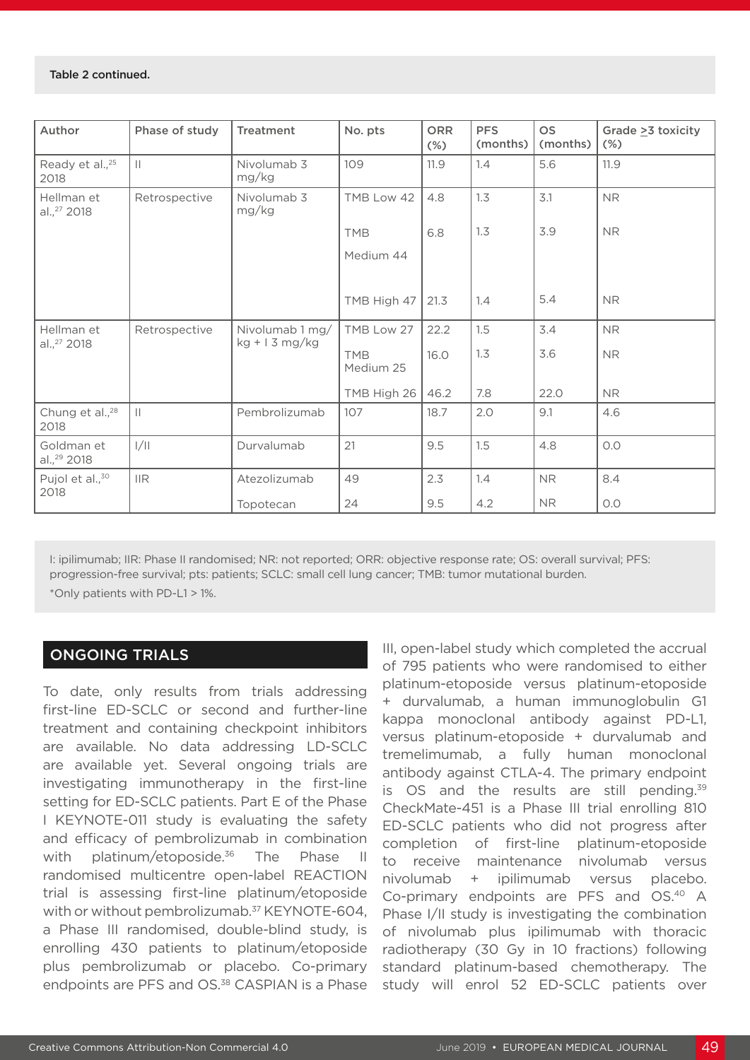Table 2 continued.

| Author | Phase of study | Treatment | No. pts | ORR (%) | PFS (months) | OS (months) | Grade ≥3 toxicity (%) |
|---|---|---|---|---|---|---|---|
| Ready et al.,[25] 2018 | II | Nivolumab 3 mg/kg | 109 | 11.9 | 1.4 | 5.6 | 11.9 |
| Hellman et al.,[27] 2018 | Retrospective | Nivolumab 3 mg/kg | TMB Low 42 | 4.8 | 1.3 | 3.1 | NR |
| | | | TMB Medium 44 | 6.8 | 1.3 | 3.9 | NR |
| | | | TMB High 47 | 21.3 | 1.4 | 5.4 | NR |
| Hellman et al.,[27] 2018 | Retrospective | Nivolumab 1 mg/kg + I 3 mg/kg | TMB Low 27 | 22.2 | 1.5 | 3.4 | NR |
| | | | TMB Medium 25 | 16.0 | 1.3 | 3.6 | NR |
| | | | TMB High 26 | 46.2 | 7.8 | 22.0 | NR |
| Chung et al.,[28] 2018 | II | Pembrolizumab | 107 | 18.7 | 2.0 | 9.1 | 4.6 |
| Goldman et al.,[29] 2018 | I/II | Durvalumab | 21 | 9.5 | 1.5 | 4.8 | 0.0 |
| Pujol et al.,[30] 2018 | IIR | Atezolizumab | 49 | 2.3 | 1.4 | NR | 8.4 |
| | | Topotecan | 24 | 9.5 | 4.2 | NR | 0.0 |

I: ipilimumab; IIR: Phase II randomised; NR: not reported; ORR: objective response rate; OS: overall survival; PFS: progression-free survival; pts: patients; SCLC: small cell lung cancer; TMB: tumor mutational burden.

*Only patients with PD-L1 > 1%.

## ONGOING TRIALS

To date, only results from trials addressing first-line ED-SCLC or second and further-line treatment and containing checkpoint inhibitors are available. No data addressing LD-SCLC are available yet. Several ongoing trials are investigating immunotherapy in the first-line setting for ED-SCLC patients. Part E of the Phase I KEYNOTE-011 study is evaluating the safety and efficacy of pembrolizumab in combination with platinum/etoposide.[36] The Phase II randomised multicentre open-label REACTION trial is assessing first-line platinum/etoposide with or without pembrolizumab.[37] KEYNOTE-604, a Phase III randomised, double-blind study, is enrolling 430 patients to platinum/etoposide plus pembrolizumab or placebo. Co-primary endpoints are PFS and OS.[38] CASPIAN is a Phase III, open-label study which completed the accrual of 795 patients who were randomised to either platinum-etoposide versus platinum-etoposide + durvalumab, a human immunoglobulin G1 kappa monoclonal antibody against PD-L1, versus platinum-etoposide + durvalumab and tremelimumab, a fully human monoclonal antibody against CTLA-4. The primary endpoint is OS and the results are still pending.[39] CheckMate-451 is a Phase III trial enrolling 810 ED-SCLC patients who did not progress after completion of first-line platinum-etoposide to receive maintenance nivolumab versus nivolumab + ipilimumab versus placebo. Co-primary endpoints are PFS and OS.[40] A Phase I/II study is investigating the combination of nivolumab plus ipilimumab with thoracic radiotherapy (30 Gy in 10 fractions) following standard platinum-based chemotherapy. The study will enrol 52 ED-SCLC patients over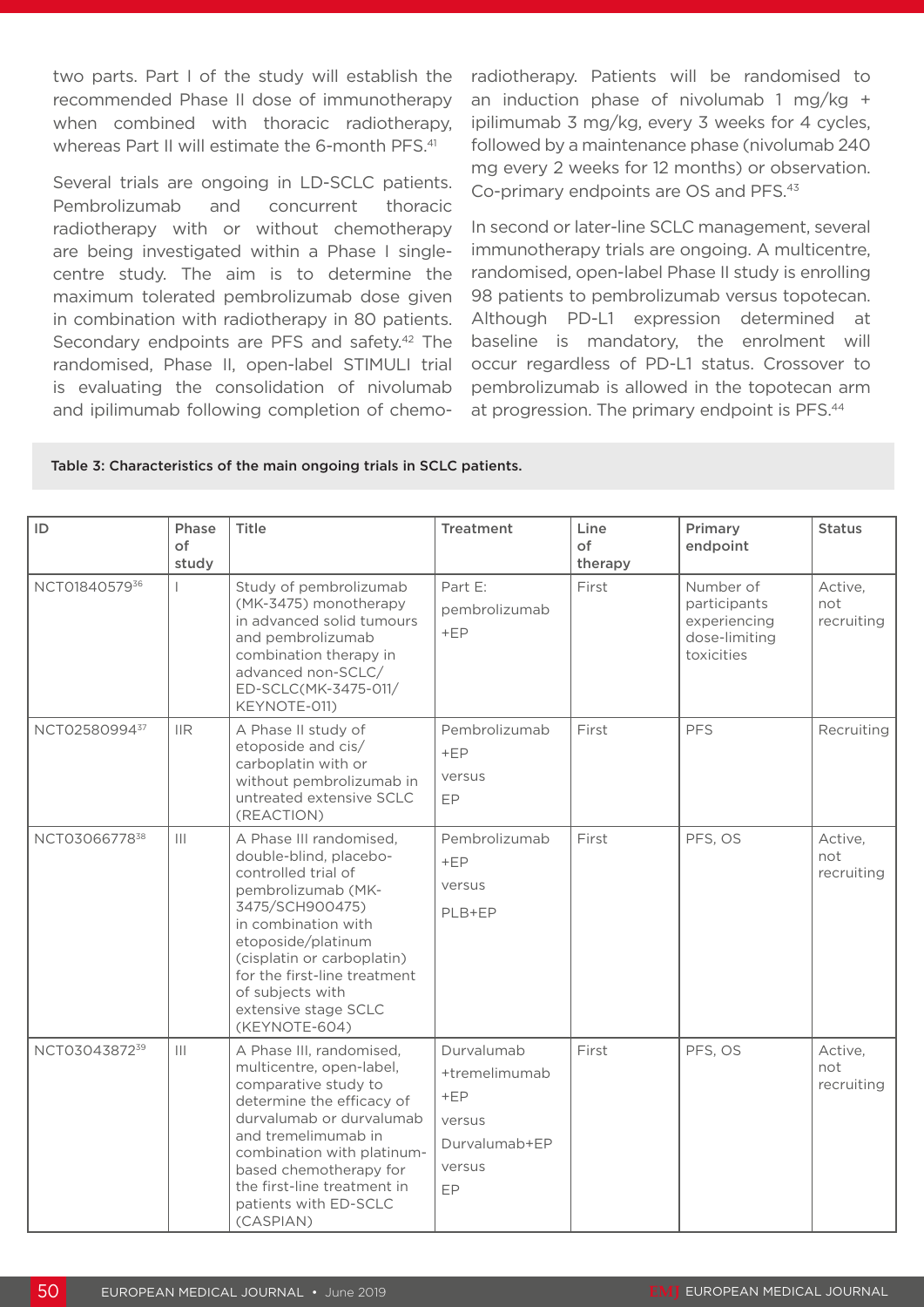two parts. Part I of the study will establish the recommended Phase II dose of immunotherapy when combined with thoracic radiotherapy, whereas Part II will estimate the 6-month PFS.[41]

Several trials are ongoing in LD-SCLC patients. Pembrolizumab and concurrent thoracic radiotherapy with or without chemotherapy are being investigated within a Phase I single-centre study. The aim is to determine the maximum tolerated pembrolizumab dose given in combination with radiotherapy in 80 patients. Secondary endpoints are PFS and safety.[42] The randomised, Phase II, open-label STIMULI trial is evaluating the consolidation of nivolumab and ipilimumab following completion of chemo-radiotherapy. Patients will be randomised to an induction phase of nivolumab 1 mg/kg + ipilimumab 3 mg/kg, every 3 weeks for 4 cycles, followed by a maintenance phase (nivolumab 240 mg every 2 weeks for 12 months) or observation. Co-primary endpoints are OS and PFS.[43]

In second or later-line SCLC management, several immunotherapy trials are ongoing. A multicentre, randomised, open-label Phase II study is enrolling 98 patients to pembrolizumab versus topotecan. Although PD-L1 expression determined at baseline is mandatory, the enrolment will occur regardless of PD-L1 status. Crossover to pembrolizumab is allowed in the topotecan arm at progression. The primary endpoint is PFS.[44]

Table 3: Characteristics of the main ongoing trials in SCLC patients.

| ID | Phase of study | Title | Treatment | Line of therapy | Primary endpoint | Status |
|---|---|---|---|---|---|---|
| NCT01840579[36] | I | Study of pembrolizumab (MK-3475) monotherapy in advanced solid tumours and pembrolizumab combination therapy in advanced non-SCLC/ ED-SCLC(MK-3475-011/ KEYNOTE-011) | Part E: pembrolizumab +EP | First | Number of participants experiencing dose-limiting toxicities | Active, not recruiting |
| NCT02580994[37] | IIR | A Phase II study of etoposide and cis/ carboplatin with or without pembrolizumab in untreated extensive SCLC (REACTION) | Pembrolizumab +EP versus EP | First | PFS | Recruiting |
| NCT03066778[38] | III | A Phase III randomised, double-blind, placebo-controlled trial of pembrolizumab (MK-3475/SCH900475) in combination with etoposide/platinum (cisplatin or carboplatin) for the first-line treatment of subjects with extensive stage SCLC (KEYNOTE-604) | Pembrolizumab +EP versus PLB+EP | First | PFS, OS | Active, not recruiting |
| NCT03043872[39] | III | A Phase III, randomised, multicentre, open-label, comparative study to determine the efficacy of durvalumab or durvalumab and tremelimumab in combination with platinum-based chemotherapy for the first-line treatment in patients with ED-SCLC (CASPIAN) | Durvalumab +tremelimumab +EP versus Durvalumab+EP versus EP | First | PFS, OS | Active, not recruiting |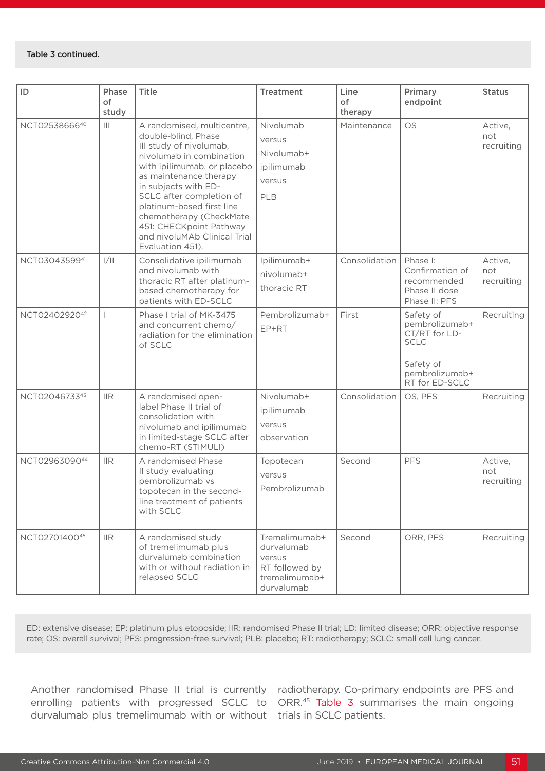**Table 3 continued.**

| ID | Phase of study | Title | Treatment | Line of therapy | Primary endpoint | Status |
|---|---|---|---|---|---|---|
| NCT02538666[40] | III | A randomised, multicentre, double-blind, Phase III study of nivolumab, nivolumab in combination with ipilimumab, or placebo as maintenance therapy in subjects with ED-SCLC after completion of platinum-based first line chemotherapy (CheckMate 451: CHECKpoint Pathway and nivoluMAb Clinical Trial Evaluation 451). | Nivolumab versus Nivolumab+ ipilimumab versus PLB | Maintenance | OS | Active, not recruiting |
| NCT03043599[41] | I/II | Consolidative ipilimumab and nivolumab with thoracic RT after platinum-based chemotherapy for patients with ED-SCLC | Ipilimumab+ nivolumab+ thoracic RT | Consolidation | Phase I: Confirmation of recommended Phase II dose Phase II: PFS | Active, not recruiting |
| NCT02402920[42] | I | Phase I trial of MK-3475 and concurrent chemo/radiation for the elimination of SCLC | Pembrolizumab+ EP+RT | First | Safety of pembrolizumab+ CT/RT for LD-SCLC<br><br>Safety of pembrolizumab+ RT for ED-SCLC | Recruiting |
| NCT02046733[43] | IIR | A randomised open-label Phase II trial of consolidation with nivolumab and ipilimumab in limited-stage SCLC after chemo-RT (STIMULI) | Nivolumab+ ipilimumab versus observation | Consolidation | OS, PFS | Recruiting |
| NCT02963090[44] | IIR | A randomised Phase II study evaluating pembrolizumab vs topotecan in the second-line treatment of patients with SCLC | Topotecan versus Pembrolizumab | Second | PFS | Active, not recruiting |
| NCT02701400[45] | IIR | A randomised study of tremelimumab plus durvalumab combination with or without radiation in relapsed SCLC | Tremelimumab+ durvalumab versus RT followed by tremelimumab+ durvalumab | Second | ORR, PFS | Recruiting |

ED: extensive disease; EP: platinum plus etoposide; IIR: randomised Phase II trial; LD: limited disease; ORR: objective response rate; OS: overall survival; PFS: progression-free survival; PLB: placebo; RT: radiotherapy; SCLC: small cell lung cancer.

Another randomised Phase II trial is currently enrolling patients with progressed SCLC to durvalumab plus tremelimumab with or without radiotherapy. Co-primary endpoints are PFS and ORR.[45] Table 3 summarises the main ongoing trials in SCLC patients.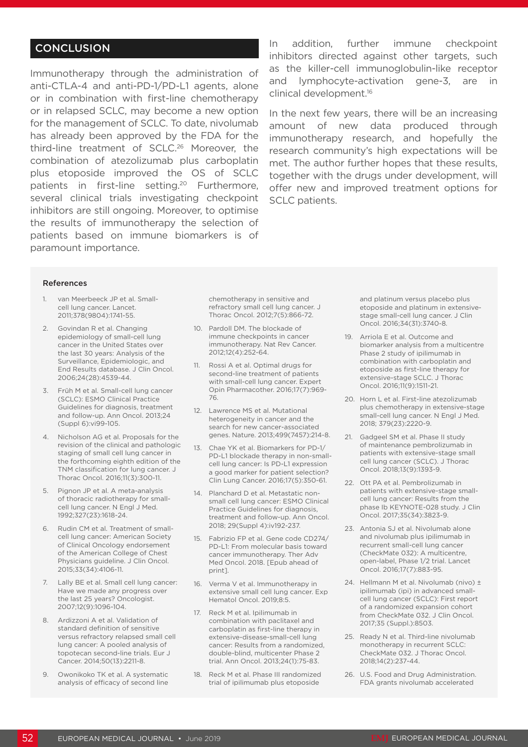## CONCLUSION

Immunotherapy through the administration of anti-CTLA-4 and anti-PD-1/PD-L1 agents, alone or in combination with first-line chemotherapy or in relapsed SCLC, may become a new option for the management of SCLC. To date, nivolumab has already been approved by the FDA for the third-line treatment of SCLC.[26] Moreover, the combination of atezolizumab plus carboplatin plus etoposide improved the OS of SCLC patients in first-line setting.[20] Furthermore, several clinical trials investigating checkpoint inhibitors are still ongoing. Moreover, to optimise the results of immunotherapy the selection of patients based on immune biomarkers is of paramount importance.

In addition, further immune checkpoint inhibitors directed against other targets, such as the killer-cell immunoglobulin-like receptor and lymphocyte-activation gene-3, are in clinical development.[16]

In the next few years, there will be an increasing amount of new data produced through immunotherapy research, and hopefully the research community's high expectations will be met. The author further hopes that these results, together with the drugs under development, will offer new and improved treatment options for SCLC patients.

### References

1. van Meerbeeck JP et al. Small-cell lung cancer. Lancet. 2011;378(9804):1741-55.
2. Govindan R et al. Changing epidemiology of small-cell lung cancer in the United States over the last 30 years: Analysis of the Surveillance, Epidemiologic, and End Results database. J Clin Oncol. 2006;24(28):4539-44.
3. Früh M et al. Small-cell lung cancer (SCLC): ESMO Clinical Practice Guidelines for diagnosis, treatment and follow-up. Ann Oncol. 2013;24 (Suppl 6):vi99-105.
4. Nicholson AG et al. Proposals for the revision of the clinical and pathologic staging of small cell lung cancer in the forthcoming eighth edition of the TNM classification for lung cancer. J Thorac Oncol. 2016;11(3):300-11.
5. Pignon JP et al. A meta-analysis of thoracic radiotherapy for small-cell lung cancer. N Engl J Med. 1992;327(23):1618-24.
6. Rudin CM et al. Treatment of small-cell lung cancer: American Society of Clinical Oncology endorsement of the American College of Chest Physicians guideline. J Clin Oncol. 2015;33(34):4106-11.
7. Lally BE et al. Small cell lung cancer: Have we made any progress over the last 25 years? Oncologist. 2007;12(9):1096-104.
8. Ardizzoni A et al. Validation of standard definition of sensitive versus refractory relapsed small cell lung cancer: A pooled analysis of topotecan second-line trials. Eur J Cancer. 2014;50(13):2211-8.
9. Owonikoko TK et al. A systematic analysis of efficacy of second line chemotherapy in sensitive and refractory small cell lung cancer. J Thorac Oncol. 2012;7(5):866-72.
10. Pardoll DM. The blockade of immune checkpoints in cancer immunotherapy. Nat Rev Cancer. 2012;12(4):252-64.
11. Rossi A et al. Optimal drugs for second-line treatment of patients with small-cell lung cancer. Expert Opin Pharmacother. 2016;17(7):969-76.
12. Lawrence MS et al. Mutational heterogeneity in cancer and the search for new cancer-associated genes. Nature. 2013;499(7457):214-8.
13. Chae YK et al. Biomarkers for PD-1/PD-L1 blockade therapy in non-small-cell lung cancer: Is PD-L1 expression a good marker for patient selection? Clin Lung Cancer. 2016;17(5):350-61.
14. Planchard D et al. Metastatic non-small cell lung cancer: ESMO Clinical Practice Guidelines for diagnosis, treatment and follow-up. Ann Oncol. 2018; 29(Suppl 4):iv192-237.
15. Fabrizio FP et al. Gene code CD274/PD-L1: From molecular basis toward cancer immunotherapy. Ther Adv Med Oncol. 2018. [Epub ahead of print].
16. Verma V et al. Immunotherapy in extensive small cell lung cancer. Exp Hematol Oncol. 2019;8:5.
17. Reck M et al. Ipilimumab in combination with paclitaxel and carboplatin as first-line therapy in extensive-disease-small-cell lung cancer: Results from a randomized, double-blind, multicenter Phase 2 trial. Ann Oncol. 2013;24(1):75-83.
18. Reck M et al. Phase III randomized trial of ipilimumab plus etoposide and platinum versus placebo plus etoposide and platinum in extensive-stage small-cell lung cancer. J Clin Oncol. 2016;34(31):3740-8.
19. Arriola E et al. Outcome and biomarker analysis from a multicentre Phase 2 study of ipilimumab in combination with carboplatin and etoposide as first-line therapy for extensive-stage SCLC. J Thorac Oncol. 2016;11(9):1511-21.
20. Horn L et al. First-line atezolizumab plus chemotherapy in extensive-stage small-cell lung cancer. N Engl J Med. 2018; 379(23):2220-9.
21. Gadgeel SM et al. Phase II study of maintenance pembrolizumab in patients with extensive-stage small cell lung cancer (SCLC). J Thorac Oncol. 2018;13(9):1393-9.
22. Ott PA et al. Pembrolizumab in patients with extensive-stage small-cell lung cancer: Results from the phase Ib KEYNOTE-028 study. J Clin Oncol. 2017;35(34):3823-9.
23. Antonia SJ et al. Nivolumab alone and nivolumab plus ipilimumab in recurrent small-cell lung cancer (CheckMate 032): A multicentre, open-label, Phase 1/2 trial. Lancet Oncol. 2016;17(7):883-95.
24. Hellmann M et al. Nivolumab (nivo) ± ipilimumab (ipi) in advanced small-cell lung cancer (SCLC): First report of a randomized expansion cohort from CheckMate 032. J Clin Oncol. 2017;35 (Suppl.):8503.
25. Ready N et al. Third-line nivolumab monotherapy in recurrent SCLC: CheckMate 032. J Thorac Oncol. 2018;14(2):237-44.
26. U.S. Food and Drug Administration. FDA grants nivolumab accelerated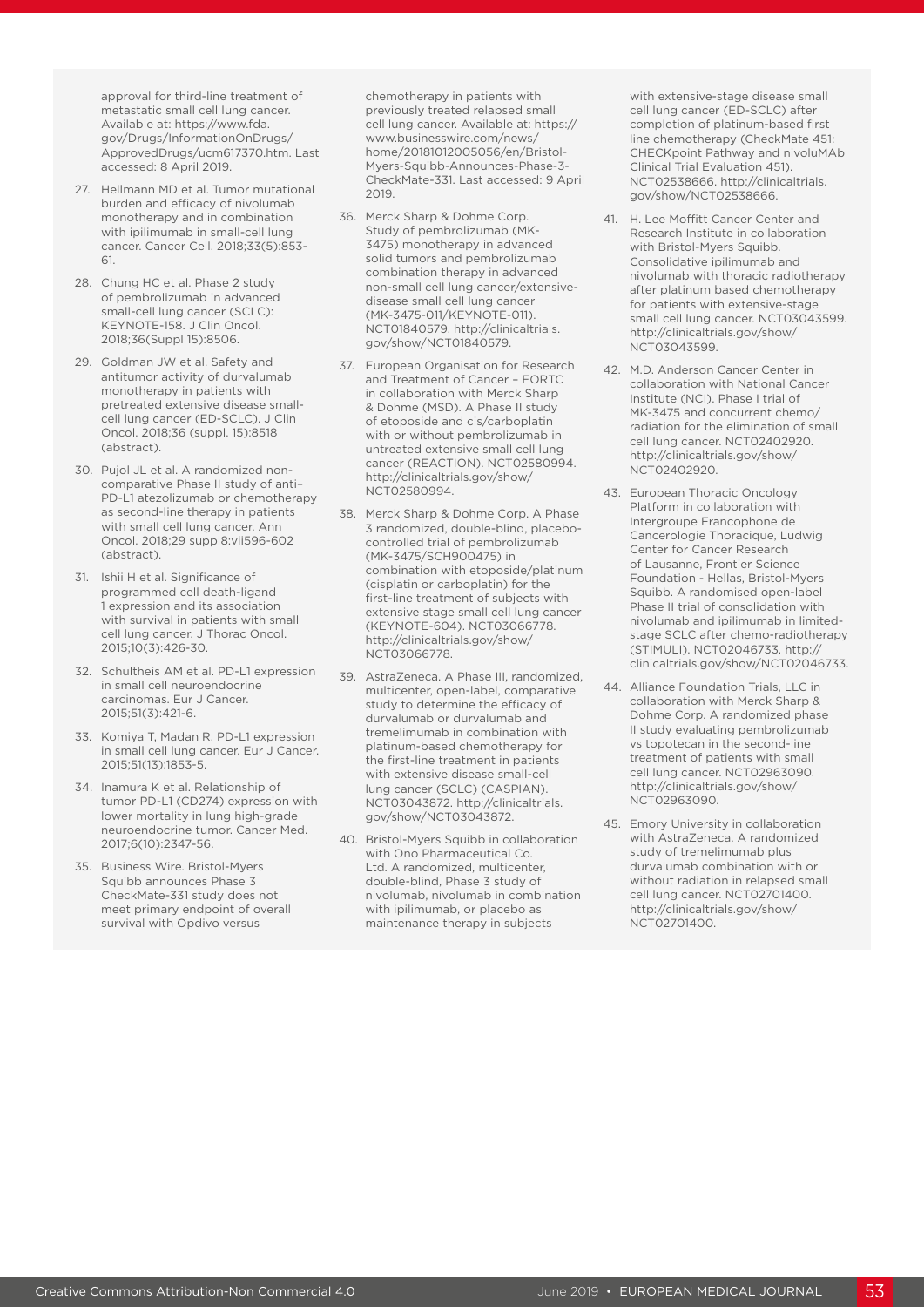approval for third-line treatment of metastatic small cell lung cancer. Available at: https://www.fda.gov/Drugs/InformationOnDrugs/ApprovedDrugs/ucm617370.htm. Last accessed: 8 April 2019.

27. Hellmann MD et al. Tumor mutational burden and efficacy of nivolumab monotherapy and in combination with ipilimumab in small-cell lung cancer. Cancer Cell. 2018;33(5):853-61.
28. Chung HC et al. Phase 2 study of pembrolizumab in advanced small-cell lung cancer (SCLC): KEYNOTE-158. J Clin Oncol. 2018;36(Suppl 15):8506.
29. Goldman JW et al. Safety and antitumor activity of durvalumab monotherapy in patients with pretreated extensive disease small-cell lung cancer (ED-SCLC). J Clin Oncol. 2018;36 (suppl. 15):8518 (abstract).
30. Pujol JL et al. A randomized non-comparative Phase II study of anti–PD-L1 atezolizumab or chemotherapy as second-line therapy in patients with small cell lung cancer. Ann Oncol. 2018;29 suppl8:vii596-602 (abstract).
31. Ishii H et al. Significance of programmed cell death-ligand 1 expression and its association with survival in patients with small cell lung cancer. J Thorac Oncol. 2015;10(3):426-30.
32. Schultheis AM et al. PD-L1 expression in small cell neuroendocrine carcinomas. Eur J Cancer. 2015;51(3):421-6.
33. Komiya T, Madan R. PD-L1 expression in small cell lung cancer. Eur J Cancer. 2015;51(13):1853-5.
34. Inamura K et al. Relationship of tumor PD-L1 (CD274) expression with lower mortality in lung high-grade neuroendocrine tumor. Cancer Med. 2017;6(10):2347-56.
35. Business Wire. Bristol-Myers Squibb announces Phase 3 CheckMate-331 study does not meet primary endpoint of overall survival with Opdivo versus chemotherapy in patients with previously treated relapsed small cell lung cancer. Available at: https://www.businesswire.com/news/home/20181012005056/en/Bristol-Myers-Squibb-Announces-Phase-3-CheckMate-331. Last accessed: 9 April 2019.
36. Merck Sharp & Dohme Corp. Study of pembrolizumab (MK-3475) monotherapy in advanced solid tumors and pembrolizumab combination therapy in advanced non-small cell lung cancer/extensive-disease small cell lung cancer (MK-3475-011/KEYNOTE-011). NCT01840579. http://clinicaltrials.gov/show/NCT01840579.
37. European Organisation for Research and Treatment of Cancer – EORTC in collaboration with Merck Sharp & Dohme (MSD). A Phase II study of etoposide and cis/carboplatin with or without pembrolizumab in untreated extensive small cell lung cancer (REACTION). NCT02580994. http://clinicaltrials.gov/show/NCT02580994.
38. Merck Sharp & Dohme Corp. A Phase 3 randomized, double-blind, placebo-controlled trial of pembrolizumab (MK-3475/SCH900475) in combination with etoposide/platinum (cisplatin or carboplatin) for the first-line treatment of subjects with extensive stage small cell lung cancer (KEYNOTE-604). NCT03066778. http://clinicaltrials.gov/show/NCT03066778.
39. AstraZeneca. A Phase III, randomized, multicenter, open-label, comparative study to determine the efficacy of durvalumab or durvalumab and tremelimumab in combination with platinum-based chemotherapy for the first-line treatment in patients with extensive disease small-cell lung cancer (SCLC) (CASPIAN). NCT03043872. http://clinicaltrials.gov/show/NCT03043872.
40. Bristol-Myers Squibb in collaboration with Ono Pharmaceutical Co. Ltd. A randomized, multicenter, double-blind, Phase 3 study of nivolumab, nivolumab in combination with ipilimumab, or placebo as maintenance therapy in subjects with extensive-stage disease small cell lung cancer (ED-SCLC) after completion of platinum-based first line chemotherapy (CheckMate 451: CHECKpoint Pathway and nivoluMAb Clinical Trial Evaluation 451). NCT02538666. http://clinicaltrials.gov/show/NCT02538666.
41. H. Lee Moffitt Cancer Center and Research Institute in collaboration with Bristol-Myers Squibb. Consolidative ipilimumab and nivolumab with thoracic radiotherapy after platinum based chemotherapy for patients with extensive-stage small cell lung cancer. NCT03043599. http://clinicaltrials.gov/show/NCT03043599.
42. M.D. Anderson Cancer Center in collaboration with National Cancer Institute (NCI). Phase I trial of MK-3475 and concurrent chemo/radiation for the elimination of small cell lung cancer. NCT02402920. http://clinicaltrials.gov/show/NCT02402920.
43. European Thoracic Oncology Platform in collaboration with Intergroupe Francophone de Cancerologie Thoracique, Ludwig Center for Cancer Research of Lausanne, Frontier Science Foundation - Hellas, Bristol-Myers Squibb. A randomised open-label Phase II trial of consolidation with nivolumab and ipilimumab in limited-stage SCLC after chemo-radiotherapy (STIMULI). NCT02046733. http://clinicaltrials.gov/show/NCT02046733.
44. Alliance Foundation Trials, LLC in collaboration with Merck Sharp & Dohme Corp. A randomized phase II study evaluating pembrolizumab vs topotecan in the second-line treatment of patients with small cell lung cancer. NCT02963090. http://clinicaltrials.gov/show/NCT02963090.
45. Emory University in collaboration with AstraZeneca. A randomized study of tremelimumab plus durvalumab combination with or without radiation in relapsed small cell lung cancer. NCT02701400. http://clinicaltrials.gov/show/NCT02701400.